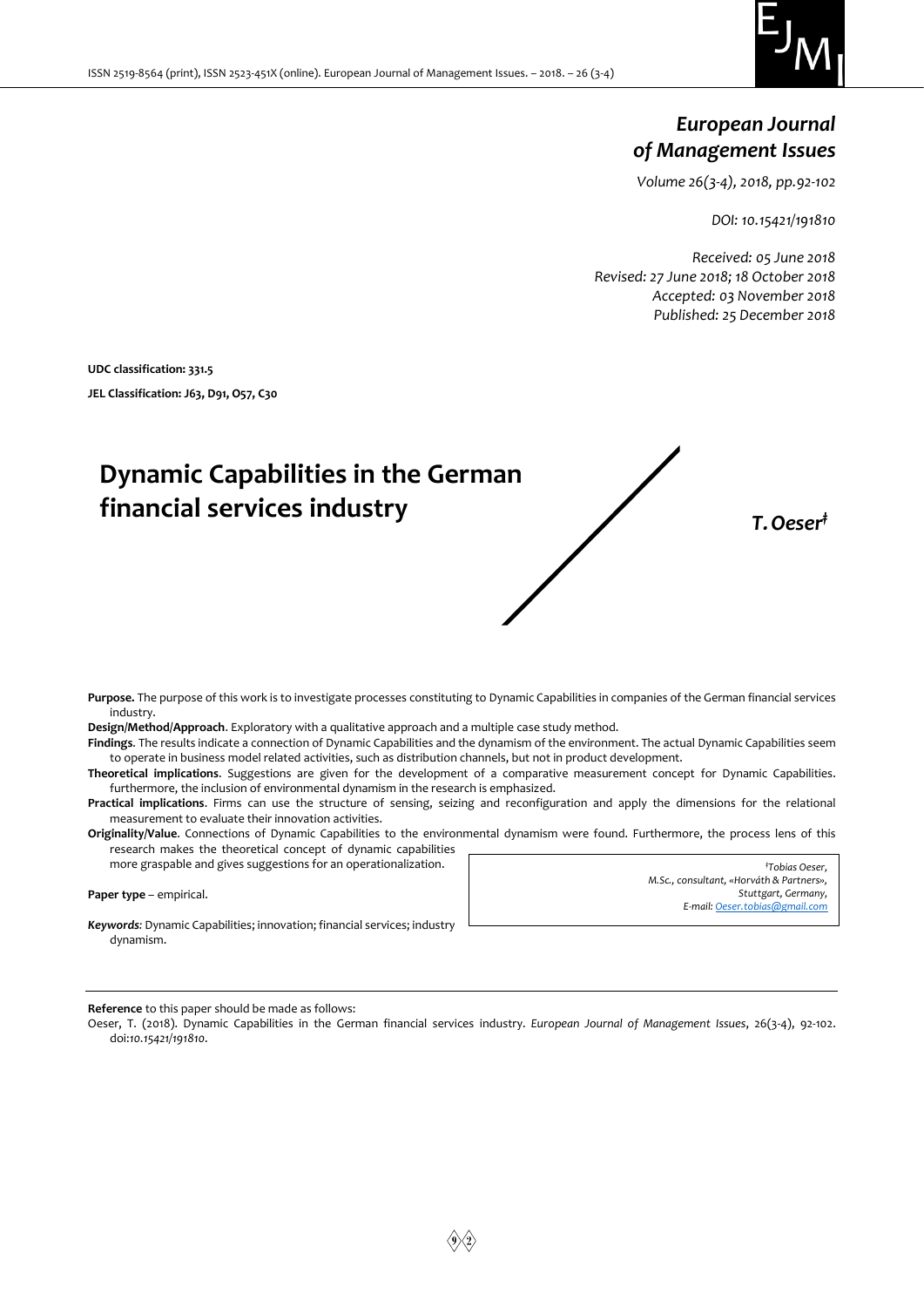*European Journal of Management Issues*

*Volume 26(3-4), 2018, pp.92-102*

*DOI: 10.15421/191810*

*Received: 05 June 2018*
*Revised: 27 June 2018; 18 October 2018*
*Accepted: 03 November 2018*
*Published: 25 December 2018*

**UDC classification: 331.5**

**JEL Classification: J63, D91, O57, C30**

# Dynamic Capabilities in the German financial services industry

***T. Oeser***[‡]

**Purpose.** The purpose of this work is to investigate processes constituting to Dynamic Capabilities in companies of the German financial services industry.

**Design/Method/Approach**. Exploratory with a qualitative approach and a multiple case study method.

**Findings**. The results indicate a connection of Dynamic Capabilities and the dynamism of the environment. The actual Dynamic Capabilities seem to operate in business model related activities, such as distribution channels, but not in product development.

**Theoretical implications**. Suggestions are given for the development of a comparative measurement concept for Dynamic Capabilities. furthermore, the inclusion of environmental dynamism in the research is emphasized.

**Practical implications**. Firms can use the structure of sensing, seizing and reconfiguration and apply the dimensions for the relational measurement to evaluate their innovation activities.

**Originality/Value**. Connections of Dynamic Capabilities to the environmental dynamism were found. Furthermore, the process lens of this research makes the theoretical concept of dynamic capabilities more graspable and gives suggestions for an operationalization.

**Paper type** – empirical.

*Keywords:* Dynamic Capabilities; innovation; financial services; industry dynamism.

[‡]*Tobias Oeser,*
*M.Sc., consultant, «Horváth & Partners»,*
*Stuttgart, Germany,*
*E-mail: Oeser.tobias@gmail.com*

**Reference** to this paper should be made as follows:

Oeser, T. (2018). Dynamic Capabilities in the German financial services industry. *European Journal of Management Issues*, 26(3-4), 92-102. doi:*10.15421/191810*.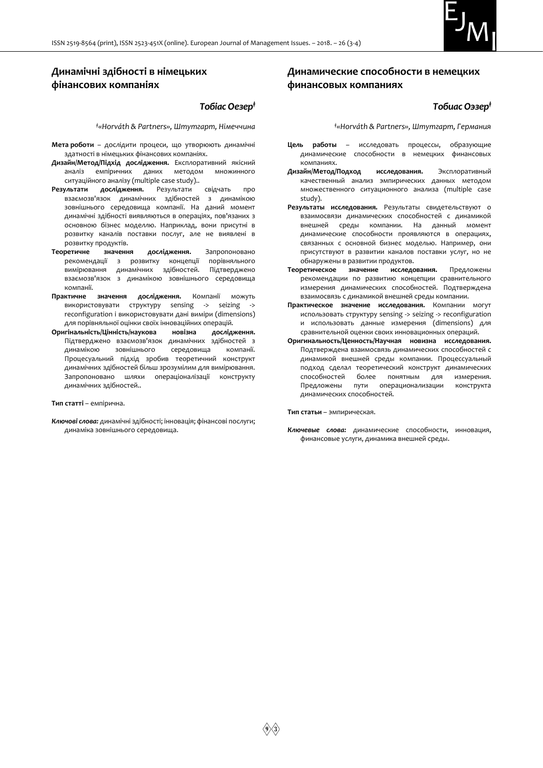## Динамічні здібності в німецьких фінансових компаніях

### *Тобіас Оезер*[‡]

*[‡]«Horváth & Partners», Штутгарт, Німеччина*

**Мета роботи** – дослідити процеси, що утворюють динамічні здатності в німецьких фінансових компаніях.

**Дизайн/Метод/Підхід дослідження.** Експлоративний якісний аналіз емпіричних даних методом множинного ситуаційного аналізу (multiple case study)..

**Результати дослідження.** Результати свідчать про взаємозв'язок динамічних здібностей з динамікою зовнішнього середовища компанії. На даний момент динамічні здібності виявляються в операціях, пов'язаних з основною бізнес моделлю. Наприклад, вони присутні в розвитку каналів поставки послуг, але не виявлені в розвитку продуктів.

**Теоретичне значення дослідження.** Запропоновано рекомендації з розвитку концепції порівняльного вимірювання динамічних здібностей. Підтверджено взаємозв'язок з динамікою зовнішнього середовища компанії.

**Практичне значення дослідження.** Компанії можуть використовувати структуру sensing -> seizing -> reconfiguration і використовувати дані виміри (dimensions) для порівняльної оцінки своїх інноваційних операцій.

**Оригінальність/Цінність/наукова новізна дослідження.** Підтверджено взаємозв'язок динамічних здібностей з динамікою зовнішнього середовища компанії. Процесуальний підхід зробив теоретичний конструкт динамічних здібностей більш зрозумілим для вимірювання. Запропоновано шляхи операціоналізації конструкту динамічних здібностей..

**Тип статті** – емпірична.

***Ключові слова:*** динамічні здібності; інновація; фінансові послуги; динаміка зовнішнього середовища.

## Динамические способности в немецких финансовых компаниях

### *Тобиас Оэзер*[‡]

*[‡]«Horváth & Partners», Штутгарт, Германия*

**Цель работы** – исследовать процессы, образующие динамические способности в немецких финансовых компаниях.

**Дизайн/Метод/Подход исследования.** Эксплоративный качественный анализ эмпирических данных методом множественного ситуационного анализа (multiple case study).

**Результаты исследования.** Результаты свидетельствуют о взаимосвязи динамических способностей с динамикой внешней среды компании. На данный момент динамические способности проявляются в операциях, связанных с основной бизнес моделью. Например, они присутствуют в развитии каналов поставки услуг, но не обнаружены в развитии продуктов.

**Теоретическое значение исследования.** Предложены рекомендации по развитию концепции сравнительного измерения динамических способностей. Подтверждена взаимосвязь с динамикой внешней среды компании.

**Практическое значение исследования.** Компании могут использовать структуру sensing -> seizing -> reconfiguration и использовать данные измерения (dimensions) для сравнительной оценки своих инновационных операций.

**Оригинальность/Ценность/Научная новизна исследования.** Подтверждена взаимосвязь динамических способностей с динамикой внешней среды компании. Процессуальный подход сделал теоретический конструкт динамических способностей более понятным для измерения. Предложены пути операционализации конструкта динамических способностей.

**Тип статьи** – эмпирическая.

***Ключевые слова:*** динамические способности, инновация, финансовые услуги, динамика внешней среды.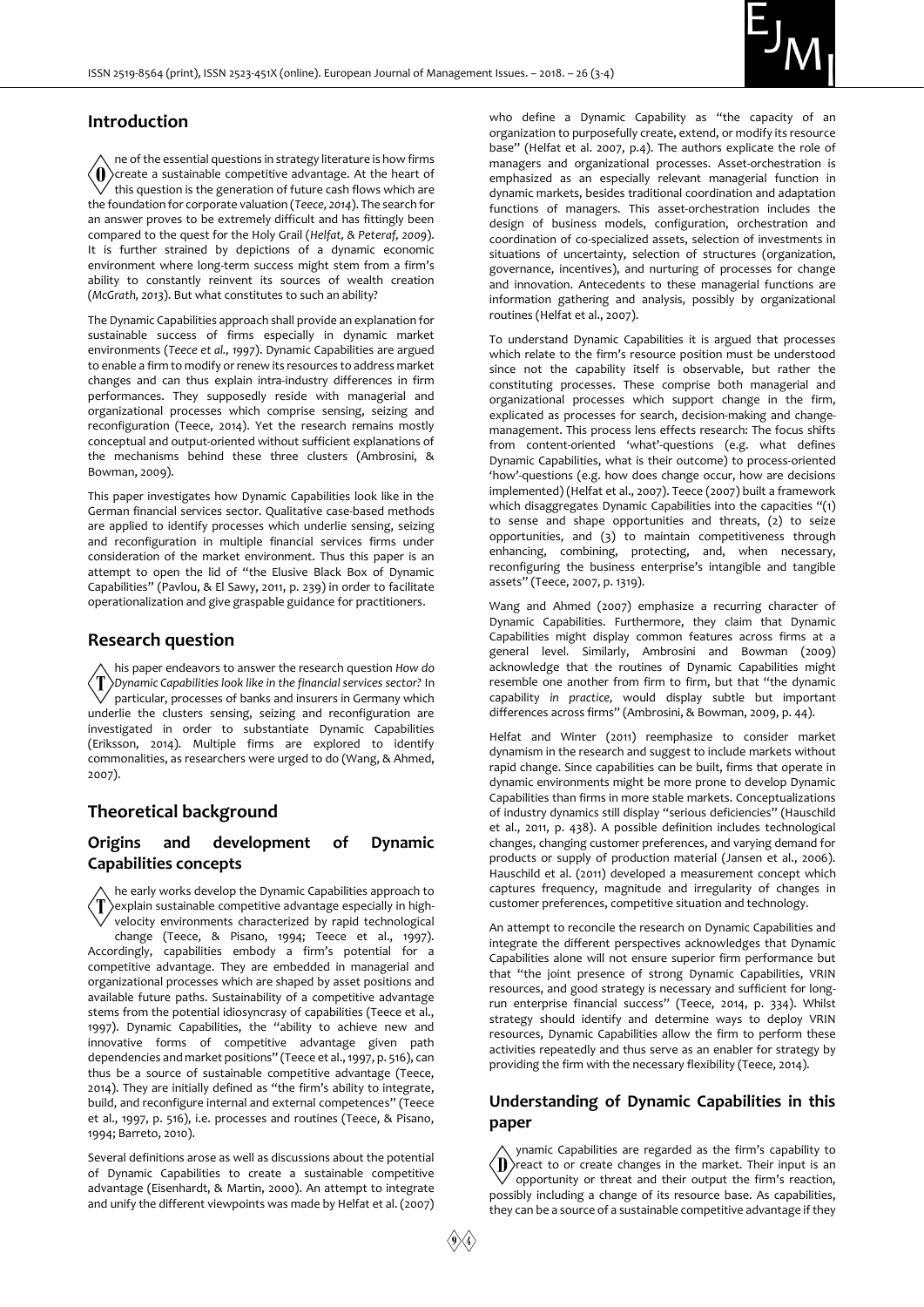## Introduction

One of the essential questions in strategy literature is how firms create a sustainable competitive advantage. At the heart of this question is the generation of future cash flows which are the foundation for corporate valuation (*Teece, 2014*). The search for an answer proves to be extremely difficult and has fittingly been compared to the quest for the Holy Grail (*Helfat, & Peteraf, 2009*). It is further strained by depictions of a dynamic economic environment where long-term success might stem from a firm's ability to constantly reinvent its sources of wealth creation (*McGrath, 2013*). But what constitutes to such an ability?

The Dynamic Capabilities approach shall provide an explanation for sustainable success of firms especially in dynamic market environments (*Teece et al., 1997*). Dynamic Capabilities are argued to enable a firm to modify or renew its resources to address market changes and can thus explain intra-industry differences in firm performances. They supposedly reside with managerial and organizational processes which comprise sensing, seizing and reconfiguration (Teece, 2014). Yet the research remains mostly conceptual and output-oriented without sufficient explanations of the mechanisms behind these three clusters (Ambrosini, & Bowman, 2009).

This paper investigates how Dynamic Capabilities look like in the German financial services sector. Qualitative case-based methods are applied to identify processes which underlie sensing, seizing and reconfiguration in multiple financial services firms under consideration of the market environment. Thus this paper is an attempt to open the lid of "the Elusive Black Box of Dynamic Capabilities" (Pavlou, & El Sawy, 2011, p. 239) in order to facilitate operationalization and give graspable guidance for practitioners.

## Research question

This paper endeavors to answer the research question *How do Dynamic Capabilities look like in the financial services sector?* In particular, processes of banks and insurers in Germany which underlie the clusters sensing, seizing and reconfiguration are investigated in order to substantiate Dynamic Capabilities (Eriksson, 2014). Multiple firms are explored to identify commonalities, as researchers were urged to do (Wang, & Ahmed, 2007).

## Theoretical background

### Origins and development of Dynamic Capabilities concepts

The early works develop the Dynamic Capabilities approach to explain sustainable competitive advantage especially in high-velocity environments characterized by rapid technological change (Teece, & Pisano, 1994; Teece et al., 1997). Accordingly, capabilities embody a firm's potential for a competitive advantage. They are embedded in managerial and organizational processes which are shaped by asset positions and available future paths. Sustainability of a competitive advantage stems from the potential idiosyncrasy of capabilities (Teece et al., 1997). Dynamic Capabilities, the "ability to achieve new and innovative forms of competitive advantage given path dependencies and market positions" (Teece et al., 1997, p. 516), can thus be a source of sustainable competitive advantage (Teece, 2014). They are initially defined as "the firm's ability to integrate, build, and reconfigure internal and external competences" (Teece et al., 1997, p. 516), i.e. processes and routines (Teece, & Pisano, 1994; Barreto, 2010).

Several definitions arose as well as discussions about the potential of Dynamic Capabilities to create a sustainable competitive advantage (Eisenhardt, & Martin, 2000). An attempt to integrate and unify the different viewpoints was made by Helfat et al. (2007) who define a Dynamic Capability as "the capacity of an organization to purposefully create, extend, or modify its resource base" (Helfat et al. 2007, p.4). The authors explicate the role of managers and organizational processes. Asset-orchestration is emphasized as an especially relevant managerial function in dynamic markets, besides traditional coordination and adaptation functions of managers. This asset-orchestration includes the design of business models, configuration, orchestration and coordination of co-specialized assets, selection of investments in situations of uncertainty, selection of structures (organization, governance, incentives), and nurturing of processes for change and innovation. Antecedents to these managerial functions are information gathering and analysis, possibly by organizational routines (Helfat et al., 2007).

To understand Dynamic Capabilities it is argued that processes which relate to the firm's resource position must be understood since not the capability itself is observable, but rather the constituting processes. These comprise both managerial and organizational processes which support change in the firm, explicated as processes for search, decision-making and change-management. This process lens effects research: The focus shifts from content-oriented 'what'-questions (e.g. what defines Dynamic Capabilities, what is their outcome) to process-oriented 'how'-questions (e.g. how does change occur, how are decisions implemented) (Helfat et al., 2007). Teece (2007) built a framework which disaggregates Dynamic Capabilities into the capacities "(1) to sense and shape opportunities and threats, (2) to seize opportunities, and (3) to maintain competitiveness through enhancing, combining, protecting, and, when necessary, reconfiguring the business enterprise's intangible and tangible assets" (Teece, 2007, p. 1319).

Wang and Ahmed (2007) emphasize a recurring character of Dynamic Capabilities. Furthermore, they claim that Dynamic Capabilities might display common features across firms at a general level. Similarly, Ambrosini and Bowman (2009) acknowledge that the routines of Dynamic Capabilities might resemble one another from firm to firm, but that "the dynamic capability *in practice*, would display subtle but important differences across firms" (Ambrosini, & Bowman, 2009, p. 44).

Helfat and Winter (2011) reemphasize to consider market dynamism in the research and suggest to include markets without rapid change. Since capabilities can be built, firms that operate in dynamic environments might be more prone to develop Dynamic Capabilities than firms in more stable markets. Conceptualizations of industry dynamics still display "serious deficiencies" (Hauschild et al., 2011, p. 438). A possible definition includes technological changes, changing customer preferences, and varying demand for products or supply of production material (Jansen et al., 2006). Hauschild et al. (2011) developed a measurement concept which captures frequency, magnitude and irregularity of changes in customer preferences, competitive situation and technology.

An attempt to reconcile the research on Dynamic Capabilities and integrate the different perspectives acknowledges that Dynamic Capabilities alone will not ensure superior firm performance but that "the joint presence of strong Dynamic Capabilities, VRIN resources, and good strategy is necessary and sufficient for long-run enterprise financial success" (Teece, 2014, p. 334). Whilst strategy should identify and determine ways to deploy VRIN resources, Dynamic Capabilities allow the firm to perform these activities repeatedly and thus serve as an enabler for strategy by providing the firm with the necessary flexibility (Teece, 2014).

### Understanding of Dynamic Capabilities in this paper

Dynamic Capabilities are regarded as the firm's capability to react to or create changes in the market. Their input is an opportunity or threat and their output the firm's reaction, possibly including a change of its resource base. As capabilities, they can be a source of a sustainable competitive advantage if they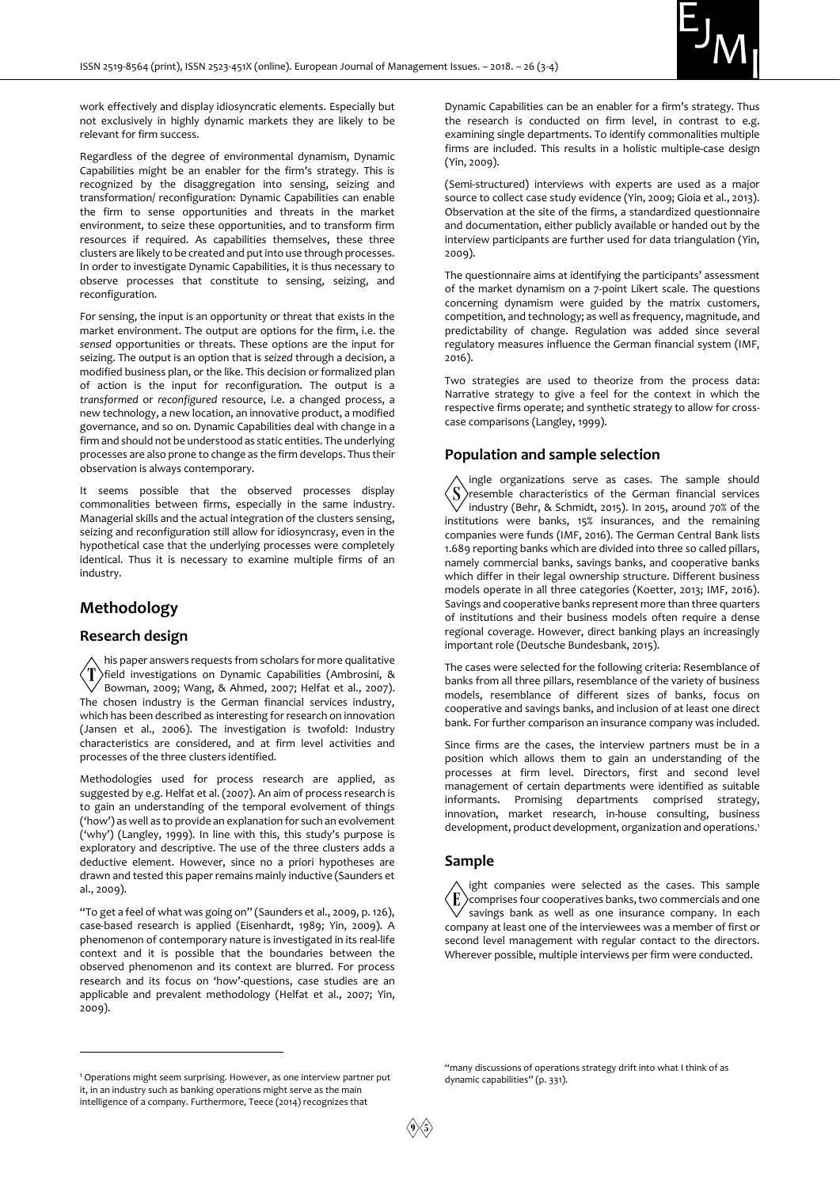work effectively and display idiosyncratic elements. Especially but not exclusively in highly dynamic markets they are likely to be relevant for firm success.

Regardless of the degree of environmental dynamism, Dynamic Capabilities might be an enabler for the firm's strategy. This is recognized by the disaggregation into sensing, seizing and transformation/ reconfiguration: Dynamic Capabilities can enable the firm to sense opportunities and threats in the market environment, to seize these opportunities, and to transform firm resources if required. As capabilities themselves, these three clusters are likely to be created and put into use through processes. In order to investigate Dynamic Capabilities, it is thus necessary to observe processes that constitute to sensing, seizing, and reconfiguration.

For sensing, the input is an opportunity or threat that exists in the market environment. The output are options for the firm, i.e. the *sensed* opportunities or threats. These options are the input for seizing. The output is an option that is *seized* through a decision, a modified business plan, or the like. This decision or formalized plan of action is the input for reconfiguration. The output is a *transformed* or *reconfigured* resource, i.e. a changed process, a new technology, a new location, an innovative product, a modified governance, and so on. Dynamic Capabilities deal with change in a firm and should not be understood as static entities. The underlying processes are also prone to change as the firm develops. Thus their observation is always contemporary.

It seems possible that the observed processes display commonalities between firms, especially in the same industry. Managerial skills and the actual integration of the clusters sensing, seizing and reconfiguration still allow for idiosyncrasy, even in the hypothetical case that the underlying processes were completely identical. Thus it is necessary to examine multiple firms of an industry.

## Methodology

### Research design

This paper answers requests from scholars for more qualitative field investigations on Dynamic Capabilities (Ambrosini, & Bowman, 2009; Wang, & Ahmed, 2007; Helfat et al., 2007). The chosen industry is the German financial services industry, which has been described as interesting for research on innovation (Jansen et al., 2006). The investigation is twofold: Industry characteristics are considered, and at firm level activities and processes of the three clusters identified.

Methodologies used for process research are applied, as suggested by e.g. Helfat et al. (2007). An aim of process research is to gain an understanding of the temporal evolvement of things ('how') as well as to provide an explanation for such an evolvement ('why') (Langley, 1999). In line with this, this study's purpose is exploratory and descriptive. The use of the three clusters adds a deductive element. However, since no a priori hypotheses are drawn and tested this paper remains mainly inductive (Saunders et al., 2009).

"To get a feel of what was going on" (Saunders et al., 2009, p. 126), case-based research is applied (Eisenhardt, 1989; Yin, 2009). A phenomenon of contemporary nature is investigated in its real-life context and it is possible that the boundaries between the observed phenomenon and its context are blurred. For process research and its focus on 'how'-questions, case studies are an applicable and prevalent methodology (Helfat et al., 2007; Yin, 2009).

Dynamic Capabilities can be an enabler for a firm's strategy. Thus the research is conducted on firm level, in contrast to e.g. examining single departments. To identify commonalities multiple firms are included. This results in a holistic multiple-case design (Yin, 2009).

(Semi-structured) interviews with experts are used as a major source to collect case study evidence (Yin, 2009; Gioia et al., 2013). Observation at the site of the firms, a standardized questionnaire and documentation, either publicly available or handed out by the interview participants are further used for data triangulation (Yin, 2009).

The questionnaire aims at identifying the participants' assessment of the market dynamism on a 7-point Likert scale. The questions concerning dynamism were guided by the matrix customers, competition, and technology; as well as frequency, magnitude, and predictability of change. Regulation was added since several regulatory measures influence the German financial system (IMF, 2016).

Two strategies are used to theorize from the process data: Narrative strategy to give a feel for the context in which the respective firms operate; and synthetic strategy to allow for cross-case comparisons (Langley, 1999).

### Population and sample selection

Single organizations serve as cases. The sample should resemble characteristics of the German financial services industry (Behr, & Schmidt, 2015). In 2015, around 70% of the institutions were banks, 15% insurances, and the remaining companies were funds (IMF, 2016). The German Central Bank lists 1.689 reporting banks which are divided into three so called pillars, namely commercial banks, savings banks, and cooperative banks which differ in their legal ownership structure. Different business models operate in all three categories (Koetter, 2013; IMF, 2016). Savings and cooperative banks represent more than three quarters of institutions and their business models often require a dense regional coverage. However, direct banking plays an increasingly important role (Deutsche Bundesbank, 2015).

The cases were selected for the following criteria: Resemblance of banks from all three pillars, resemblance of the variety of business models, resemblance of different sizes of banks, focus on cooperative and savings banks, and inclusion of at least one direct bank. For further comparison an insurance company was included.

Since firms are the cases, the interview partners must be in a position which allows them to gain an understanding of the processes at firm level. Directors, first and second level management of certain departments were identified as suitable informants. Promising departments comprised strategy, innovation, market research, in-house consulting, business development, product development, organization and operations.[1]

### Sample

Eight companies were selected as the cases. This sample comprises four cooperatives banks, two commercials and one savings bank as well as one insurance company. In each company at least one of the interviewees was a member of first or second level management with regular contact to the directors. Wherever possible, multiple interviews per firm were conducted.

[1] Operations might seem surprising. However, as one interview partner put it, in an industry such as banking operations might serve as the main intelligence of a company. Furthermore, Teece (2014) recognizes that "many discussions of operations strategy drift into what I think of as dynamic capabilities" (p. 331).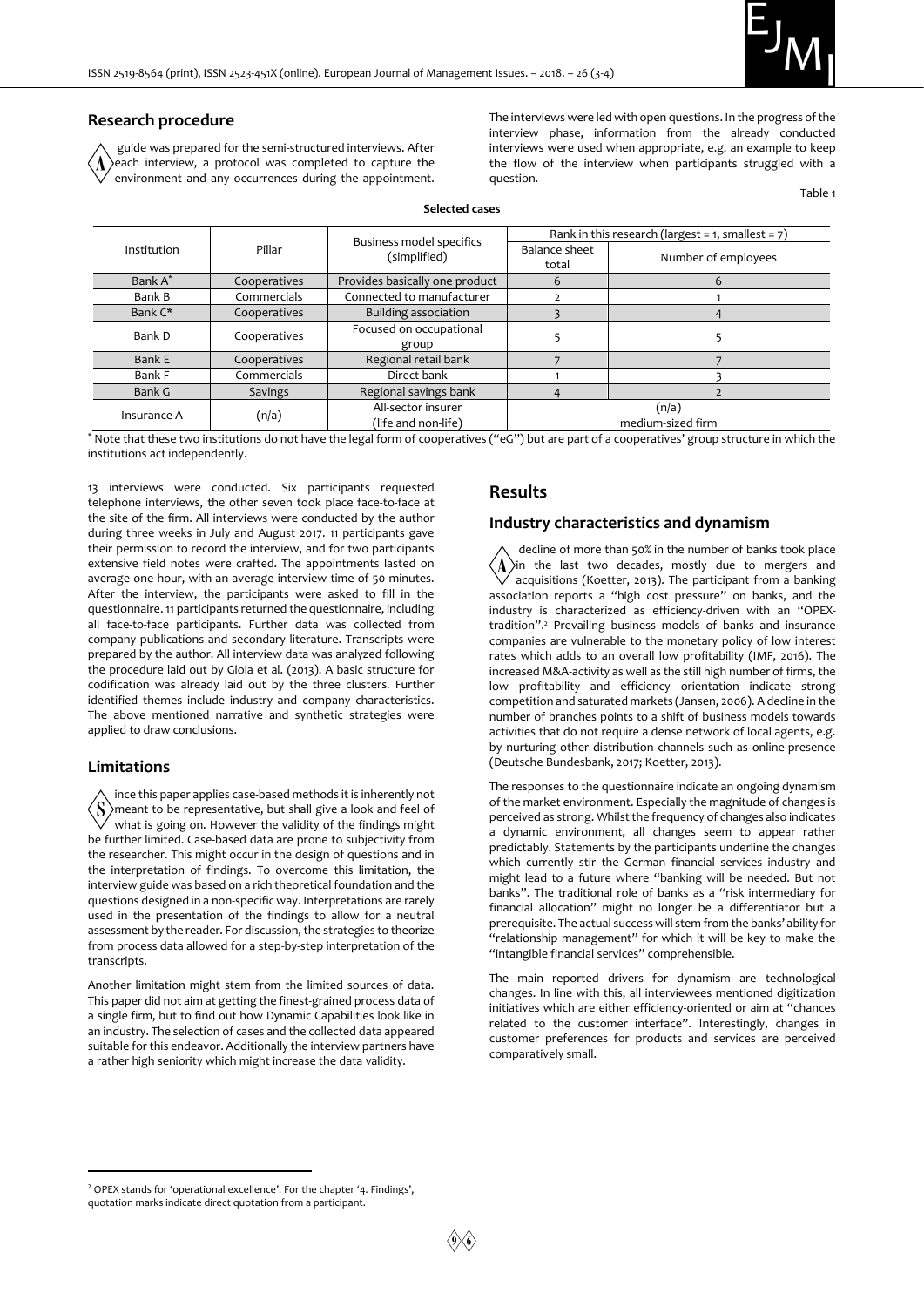## Research procedure

A guide was prepared for the semi-structured interviews. After each interview, a protocol was completed to capture the environment and any occurrences during the appointment. The interviews were led with open questions. In the progress of the interview phase, information from the already conducted interviews were used when appropriate, e.g. an example to keep the flow of the interview when participants struggled with a question.

Table 1

**Selected cases**

| Institution | Pillar | Business model specifics (simplified) | Rank in this research (largest = 1, smallest = 7) | |
|---|---|---|---|---|
| | | | Balance sheet total | Number of employees |
| Bank A* | Cooperatives | Provides basically one product | 6 | 6 |
| Bank B | Commercials | Connected to manufacturer | 2 | 1 |
| Bank C* | Cooperatives | Building association | 3 | 4 |
| Bank D | Cooperatives | Focused on occupational group | 5 | 5 |
| Bank E | Cooperatives | Regional retail bank | 7 | 7 |
| Bank F | Commercials | Direct bank | 1 | 3 |
| Bank G | Savings | Regional savings bank | 4 | 2 |
| Insurance A | (n/a) | All-sector insurer (life and non-life) | (n/a) medium-sized firm | |

* Note that these two institutions do not have the legal form of cooperatives ("eG") but are part of a cooperatives' group structure in which the institutions act independently.

13 interviews were conducted. Six participants requested telephone interviews, the other seven took place face-to-face at the site of the firm. All interviews were conducted by the author during three weeks in July and August 2017. 11 participants gave their permission to record the interview, and for two participants extensive field notes were crafted. The appointments lasted on average one hour, with an average interview time of 50 minutes. After the interview, the participants were asked to fill in the questionnaire. 11 participants returned the questionnaire, including all face-to-face participants. Further data was collected from company publications and secondary literature. Transcripts were prepared by the author. All interview data was analyzed following the procedure laid out by Gioia et al. (2013). A basic structure for codification was already laid out by the three clusters. Further identified themes include industry and company characteristics. The above mentioned narrative and synthetic strategies were applied to draw conclusions.

## Limitations

Since this paper applies case-based methods it is inherently not meant to be representative, but shall give a look and feel of what is going on. However the validity of the findings might be further limited. Case-based data are prone to subjectivity from the researcher. This might occur in the design of questions and in the interpretation of findings. To overcome this limitation, the interview guide was based on a rich theoretical foundation and the questions designed in a non-specific way. Interpretations are rarely used in the presentation of the findings to allow for a neutral assessment by the reader. For discussion, the strategies to theorize from process data allowed for a step-by-step interpretation of the transcripts.

Another limitation might stem from the limited sources of data. This paper did not aim at getting the finest-grained process data of a single firm, but to find out how Dynamic Capabilities look like in an industry. The selection of cases and the collected data appeared suitable for this endeavor. Additionally the interview partners have a rather high seniority which might increase the data validity.

# Results

## Industry characteristics and dynamism

A decline of more than 50% in the number of banks took place in the last two decades, mostly due to mergers and acquisitions (Koetter, 2013). The participant from a banking association reports a "high cost pressure" on banks, and the industry is characterized as efficiency-driven with an "OPEX-tradition".[2] Prevailing business models of banks and insurance companies are vulnerable to the monetary policy of low interest rates which adds to an overall low profitability (IMF, 2016). The increased M&A-activity as well as the still high number of firms, the low profitability and efficiency orientation indicate strong competition and saturated markets (Jansen, 2006). A decline in the number of branches points to a shift of business models towards activities that do not require a dense network of local agents, e.g. by nurturing other distribution channels such as online-presence (Deutsche Bundesbank, 2017; Koetter, 2013).

The responses to the questionnaire indicate an ongoing dynamism of the market environment. Especially the magnitude of changes is perceived as strong. Whilst the frequency of changes also indicates a dynamic environment, all changes seem to appear rather predictably. Statements by the participants underline the changes which currently stir the German financial services industry and might lead to a future where "banking will be needed. But not banks". The traditional role of banks as a "risk intermediary for financial allocation" might no longer be a differentiator but a prerequisite. The actual success will stem from the banks' ability for "relationship management" for which it will be key to make the "intangible financial services" comprehensible.

The main reported drivers for dynamism are technological changes. In line with this, all interviewees mentioned digitization initiatives which are either efficiency-oriented or aim at "chances related to the customer interface". Interestingly, changes in customer preferences for products and services are perceived comparatively small.

[2] OPEX stands for 'operational excellence'. For the chapter '4. Findings', quotation marks indicate direct quotation from a participant.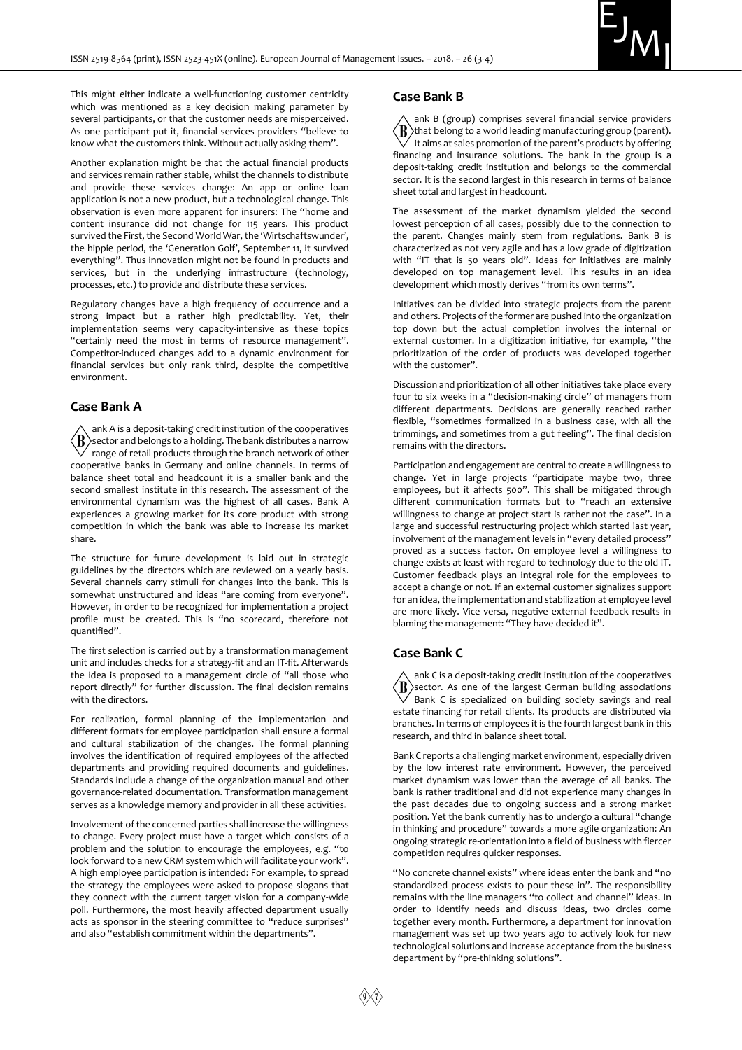This might either indicate a well-functioning customer centricity which was mentioned as a key decision making parameter by several participants, or that the customer needs are misperceived. As one participant put it, financial services providers "believe to know what the customers think. Without actually asking them".

Another explanation might be that the actual financial products and services remain rather stable, whilst the channels to distribute and provide these services change: An app or online loan application is not a new product, but a technological change. This observation is even more apparent for insurers: The "home and content insurance did not change for 115 years. This product survived the First, the Second World War, the 'Wirtschaftswunder', the hippie period, the 'Generation Golf', September 11, it survived everything". Thus innovation might not be found in products and services, but in the underlying infrastructure (technology, processes, etc.) to provide and distribute these services.

Regulatory changes have a high frequency of occurrence and a strong impact but a rather high predictability. Yet, their implementation seems very capacity-intensive as these topics "certainly need the most in terms of resource management". Competitor-induced changes add to a dynamic environment for financial services but only rank third, despite the competitive environment.

## Case Bank A

Bank A is a deposit-taking credit institution of the cooperatives sector and belongs to a holding. The bank distributes a narrow range of retail products through the branch network of other cooperative banks in Germany and online channels. In terms of balance sheet total and headcount it is a smaller bank and the second smallest institute in this research. The assessment of the environmental dynamism was the highest of all cases. Bank A experiences a growing market for its core product with strong competition in which the bank was able to increase its market share.

The structure for future development is laid out in strategic guidelines by the directors which are reviewed on a yearly basis. Several channels carry stimuli for changes into the bank. This is somewhat unstructured and ideas "are coming from everyone". However, in order to be recognized for implementation a project profile must be created. This is "no scorecard, therefore not quantified".

The first selection is carried out by a transformation management unit and includes checks for a strategy-fit and an IT-fit. Afterwards the idea is proposed to a management circle of "all those who report directly" for further discussion. The final decision remains with the directors.

For realization, formal planning of the implementation and different formats for employee participation shall ensure a formal and cultural stabilization of the changes. The formal planning involves the identification of required employees of the affected departments and providing required documents and guidelines. Standards include a change of the organization manual and other governance-related documentation. Transformation management serves as a knowledge memory and provider in all these activities.

Involvement of the concerned parties shall increase the willingness to change. Every project must have a target which consists of a problem and the solution to encourage the employees, e.g. "to look forward to a new CRM system which will facilitate your work". A high employee participation is intended: For example, to spread the strategy the employees were asked to propose slogans that they connect with the current target vision for a company-wide poll. Furthermore, the most heavily affected department usually acts as sponsor in the steering committee to "reduce surprises" and also "establish commitment within the departments".

## Case Bank B

Bank B (group) comprises several financial service providers that belong to a world leading manufacturing group (parent). It aims at sales promotion of the parent's products by offering financing and insurance solutions. The bank in the group is a deposit-taking credit institution and belongs to the commercial sector. It is the second largest in this research in terms of balance sheet total and largest in headcount.

The assessment of the market dynamism yielded the second lowest perception of all cases, possibly due to the connection to the parent. Changes mainly stem from regulations. Bank B is characterized as not very agile and has a low grade of digitization with "IT that is 50 years old". Ideas for initiatives are mainly developed on top management level. This results in an idea development which mostly derives "from its own terms".

Initiatives can be divided into strategic projects from the parent and others. Projects of the former are pushed into the organization top down but the actual completion involves the internal or external customer. In a digitization initiative, for example, "the prioritization of the order of products was developed together with the customer".

Discussion and prioritization of all other initiatives take place every four to six weeks in a "decision-making circle" of managers from different departments. Decisions are generally reached rather flexible, "sometimes formalized in a business case, with all the trimmings, and sometimes from a gut feeling". The final decision remains with the directors.

Participation and engagement are central to create a willingness to change. Yet in large projects "participate maybe two, three employees, but it affects 500". This shall be mitigated through different communication formats but to "reach an extensive willingness to change at project start is rather not the case". In a large and successful restructuring project which started last year, involvement of the management levels in "every detailed process" proved as a success factor. On employee level a willingness to change exists at least with regard to technology due to the old IT. Customer feedback plays an integral role for the employees to accept a change or not. If an external customer signalizes support for an idea, the implementation and stabilization at employee level are more likely. Vice versa, negative external feedback results in blaming the management: "They have decided it".

## Case Bank C

Bank C is a deposit-taking credit institution of the cooperatives sector. As one of the largest German building associations Bank C is specialized on building society savings and real estate financing for retail clients. Its products are distributed via branches. In terms of employees it is the fourth largest bank in this research, and third in balance sheet total.

Bank C reports a challenging market environment, especially driven by the low interest rate environment. However, the perceived market dynamism was lower than the average of all banks. The bank is rather traditional and did not experience many changes in the past decades due to ongoing success and a strong market position. Yet the bank currently has to undergo a cultural "change in thinking and procedure" towards a more agile organization: An ongoing strategic re-orientation into a field of business with fiercer competition requires quicker responses.

"No concrete channel exists" where ideas enter the bank and "no standardized process exists to pour these in". The responsibility remains with the line managers "to collect and channel" ideas. In order to identify needs and discuss ideas, two circles come together every month. Furthermore, a department for innovation management was set up two years ago to actively look for new technological solutions and increase acceptance from the business department by "pre-thinking solutions".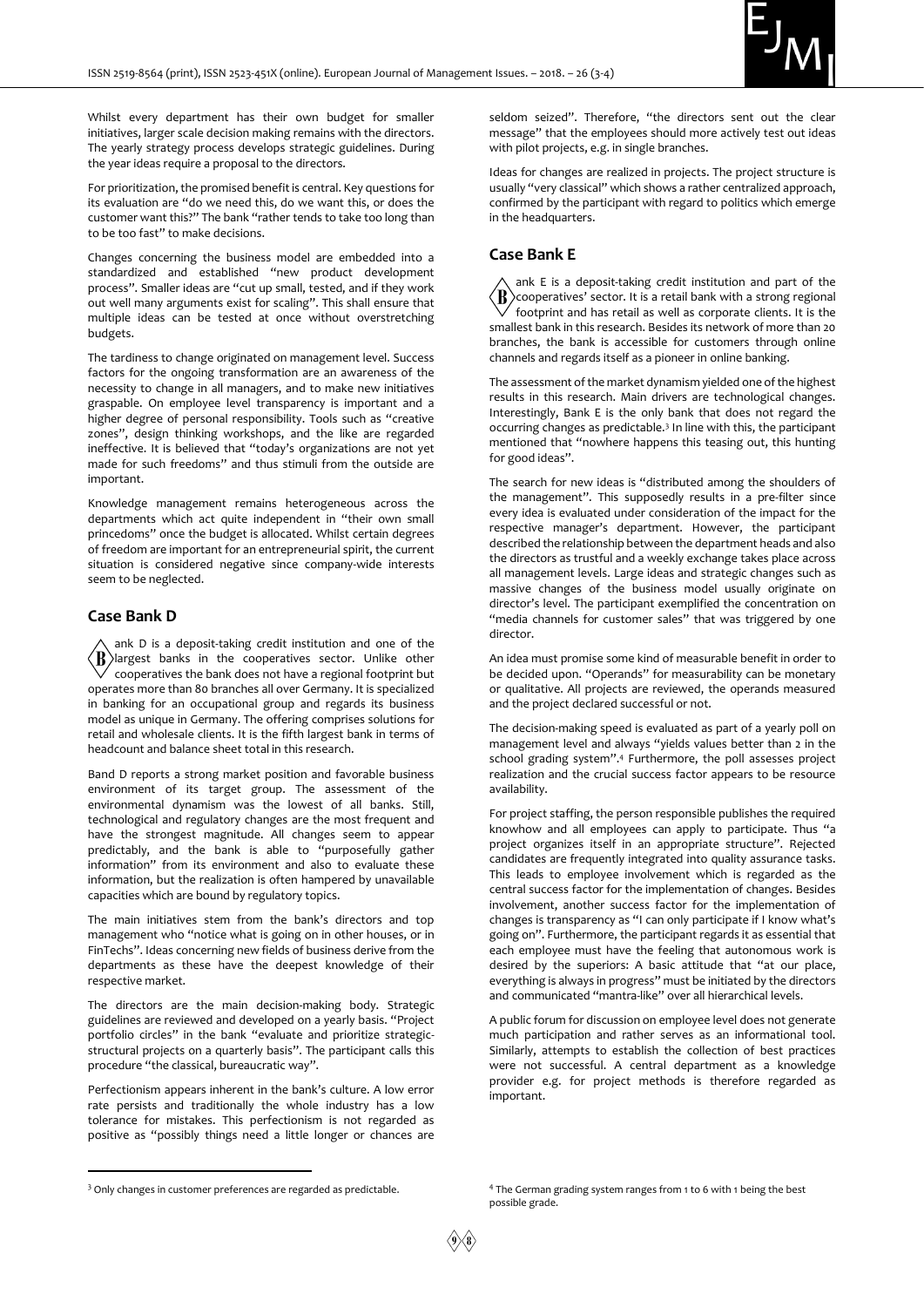Whilst every department has their own budget for smaller initiatives, larger scale decision making remains with the directors. The yearly strategy process develops strategic guidelines. During the year ideas require a proposal to the directors.

For prioritization, the promised benefit is central. Key questions for its evaluation are "do we need this, do we want this, or does the customer want this?" The bank "rather tends to take too long than to be too fast" to make decisions.

Changes concerning the business model are embedded into a standardized and established "new product development process". Smaller ideas are "cut up small, tested, and if they work out well many arguments exist for scaling". This shall ensure that multiple ideas can be tested at once without overstretching budgets.

The tardiness to change originated on management level. Success factors for the ongoing transformation are an awareness of the necessity to change in all managers, and to make new initiatives graspable. On employee level transparency is important and a higher degree of personal responsibility. Tools such as "creative zones", design thinking workshops, and the like are regarded ineffective. It is believed that "today's organizations are not yet made for such freedoms" and thus stimuli from the outside are important.

Knowledge management remains heterogeneous across the departments which act quite independent in "their own small princedoms" once the budget is allocated. Whilst certain degrees of freedom are important for an entrepreneurial spirit, the current situation is considered negative since company-wide interests seem to be neglected.

## Case Bank D

Bank D is a deposit-taking credit institution and one of the largest banks in the cooperatives sector. Unlike other cooperatives the bank does not have a regional footprint but operates more than 80 branches all over Germany. It is specialized in banking for an occupational group and regards its business model as unique in Germany. The offering comprises solutions for retail and wholesale clients. It is the fifth largest bank in terms of headcount and balance sheet total in this research.

Band D reports a strong market position and favorable business environment of its target group. The assessment of the environmental dynamism was the lowest of all banks. Still, technological and regulatory changes are the most frequent and have the strongest magnitude. All changes seem to appear predictably, and the bank is able to "purposefully gather information" from its environment and also to evaluate these information, but the realization is often hampered by unavailable capacities which are bound by regulatory topics.

The main initiatives stem from the bank's directors and top management who "notice what is going on in other houses, or in FinTechs". Ideas concerning new fields of business derive from the departments as these have the deepest knowledge of their respective market.

The directors are the main decision-making body. Strategic guidelines are reviewed and developed on a yearly basis. "Project portfolio circles" in the bank "evaluate and prioritize strategic-structural projects on a quarterly basis". The participant calls this procedure "the classical, bureaucratic way".

Perfectionism appears inherent in the bank's culture. A low error rate persists and traditionally the whole industry has a low tolerance for mistakes. This perfectionism is not regarded as positive as "possibly things need a little longer or chances are seldom seized". Therefore, "the directors sent out the clear message" that the employees should more actively test out ideas with pilot projects, e.g. in single branches.

Ideas for changes are realized in projects. The project structure is usually "very classical" which shows a rather centralized approach, confirmed by the participant with regard to politics which emerge in the headquarters.

## Case Bank E

Bank E is a deposit-taking credit institution and part of the cooperatives' sector. It is a retail bank with a strong regional footprint and has retail as well as corporate clients. It is the smallest bank in this research. Besides its network of more than 20 branches, the bank is accessible for customers through online channels and regards itself as a pioneer in online banking.

The assessment of the market dynamism yielded one of the highest results in this research. Main drivers are technological changes. Interestingly, Bank E is the only bank that does not regard the occurring changes as predictable.[3] In line with this, the participant mentioned that "nowhere happens this teasing out, this hunting for good ideas".

The search for new ideas is "distributed among the shoulders of the management". This supposedly results in a pre-filter since every idea is evaluated under consideration of the impact for the respective manager's department. However, the participant described the relationship between the department heads and also the directors as trustful and a weekly exchange takes place across all management levels. Large ideas and strategic changes such as massive changes of the business model usually originate on director's level. The participant exemplified the concentration on "media channels for customer sales" that was triggered by one director.

An idea must promise some kind of measurable benefit in order to be decided upon. "Operands" for measurability can be monetary or qualitative. All projects are reviewed, the operands measured and the project declared successful or not.

The decision-making speed is evaluated as part of a yearly poll on management level and always "yields values better than 2 in the school grading system".[4] Furthermore, the poll assesses project realization and the crucial success factor appears to be resource availability.

For project staffing, the person responsible publishes the required knowhow and all employees can apply to participate. Thus "a project organizes itself in an appropriate structure". Rejected candidates are frequently integrated into quality assurance tasks. This leads to employee involvement which is regarded as the central success factor for the implementation of changes. Besides involvement, another success factor for the implementation of changes is transparency as "I can only participate if I know what's going on". Furthermore, the participant regards it as essential that each employee must have the feeling that autonomous work is desired by the superiors: A basic attitude that "at our place, everything is always in progress" must be initiated by the directors and communicated "mantra-like" over all hierarchical levels.

A public forum for discussion on employee level does not generate much participation and rather serves as an informational tool. Similarly, attempts to establish the collection of best practices were not successful. A central department as a knowledge provider e.g. for project methods is therefore regarded as important.

---

[3] Only changes in customer preferences are regarded as predictable.

[4] The German grading system ranges from 1 to 6 with 1 being the best possible grade.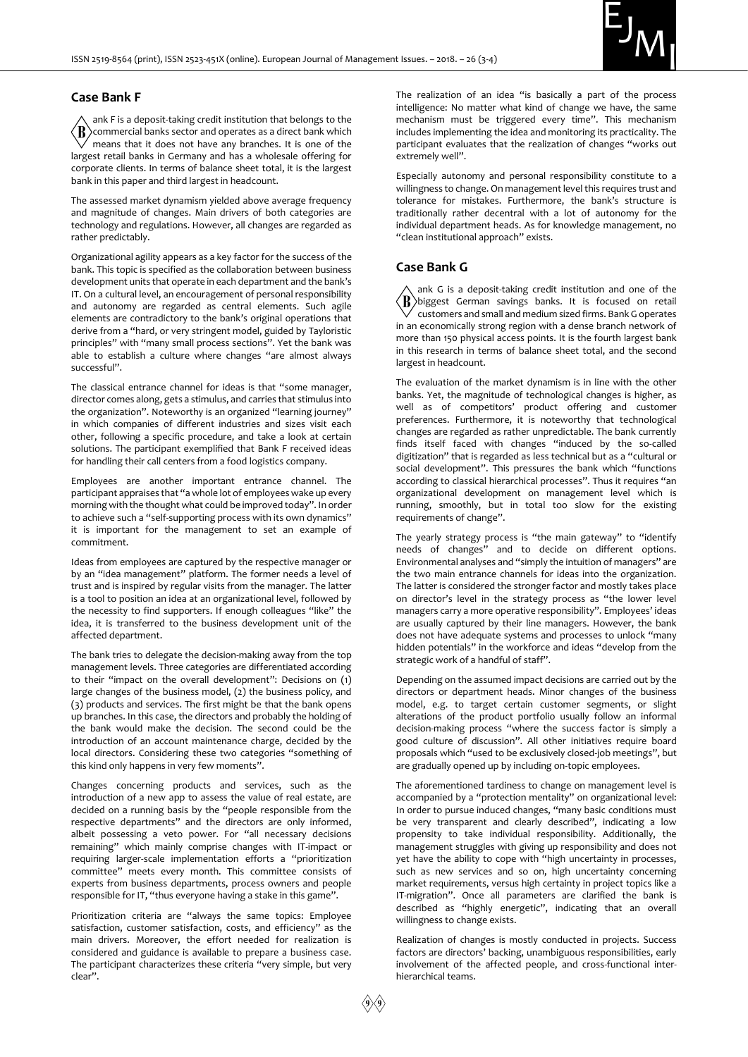## Case Bank F

Bank F is a deposit-taking credit institution that belongs to the commercial banks sector and operates as a direct bank which means that it does not have any branches. It is one of the largest retail banks in Germany and has a wholesale offering for corporate clients. In terms of balance sheet total, it is the largest bank in this paper and third largest in headcount.

The assessed market dynamism yielded above average frequency and magnitude of changes. Main drivers of both categories are technology and regulations. However, all changes are regarded as rather predictably.

Organizational agility appears as a key factor for the success of the bank. This topic is specified as the collaboration between business development units that operate in each department and the bank's IT. On a cultural level, an encouragement of personal responsibility and autonomy are regarded as central elements. Such agile elements are contradictory to the bank's original operations that derive from a "hard, or very stringent model, guided by Tayloristic principles" with "many small process sections". Yet the bank was able to establish a culture where changes "are almost always successful".

The classical entrance channel for ideas is that "some manager, director comes along, gets a stimulus, and carries that stimulus into the organization". Noteworthy is an organized "learning journey" in which companies of different industries and sizes visit each other, following a specific procedure, and take a look at certain solutions. The participant exemplified that Bank F received ideas for handling their call centers from a food logistics company.

Employees are another important entrance channel. The participant appraises that "a whole lot of employees wake up every morning with the thought what could be improved today". In order to achieve such a "self-supporting process with its own dynamics" it is important for the management to set an example of commitment.

Ideas from employees are captured by the respective manager or by an "idea management" platform. The former needs a level of trust and is inspired by regular visits from the manager. The latter is a tool to position an idea at an organizational level, followed by the necessity to find supporters. If enough colleagues "like" the idea, it is transferred to the business development unit of the affected department.

The bank tries to delegate the decision-making away from the top management levels. Three categories are differentiated according to their "impact on the overall development": Decisions on (1) large changes of the business model, (2) the business policy, and (3) products and services. The first might be that the bank opens up branches. In this case, the directors and probably the holding of the bank would make the decision. The second could be the introduction of an account maintenance charge, decided by the local directors. Considering these two categories "something of this kind only happens in very few moments".

Changes concerning products and services, such as the introduction of a new app to assess the value of real estate, are decided on a running basis by the "people responsible from the respective departments" and the directors are only informed, albeit possessing a veto power. For "all necessary decisions remaining" which mainly comprise changes with IT-impact or requiring larger-scale implementation efforts a "prioritization committee" meets every month. This committee consists of experts from business departments, process owners and people responsible for IT, "thus everyone having a stake in this game".

Prioritization criteria are "always the same topics: Employee satisfaction, customer satisfaction, costs, and efficiency" as the main drivers. Moreover, the effort needed for realization is considered and guidance is available to prepare a business case. The participant characterizes these criteria "very simple, but very clear".

The realization of an idea "is basically a part of the process intelligence: No matter what kind of change we have, the same mechanism must be triggered every time". This mechanism includes implementing the idea and monitoring its practicality. The participant evaluates that the realization of changes "works out extremely well".

Especially autonomy and personal responsibility constitute to a willingness to change. On management level this requires trust and tolerance for mistakes. Furthermore, the bank's structure is traditionally rather decentral with a lot of autonomy for the individual department heads. As for knowledge management, no "clean institutional approach" exists.

## Case Bank G

Bank G is a deposit-taking credit institution and one of the biggest German savings banks. It is focused on retail customers and small and medium sized firms. Bank G operates in an economically strong region with a dense branch network of more than 150 physical access points. It is the fourth largest bank in this research in terms of balance sheet total, and the second largest in headcount.

The evaluation of the market dynamism is in line with the other banks. Yet, the magnitude of technological changes is higher, as well as of competitors' product offering and customer preferences. Furthermore, it is noteworthy that technological changes are regarded as rather unpredictable. The bank currently finds itself faced with changes "induced by the so-called digitization" that is regarded as less technical but as a "cultural or social development". This pressures the bank which "functions according to classical hierarchical processes". Thus it requires "an organizational development on management level which is running, smoothly, but in total too slow for the existing requirements of change".

The yearly strategy process is "the main gateway" to "identify needs of changes" and to decide on different options. Environmental analyses and "simply the intuition of managers" are the two main entrance channels for ideas into the organization. The latter is considered the stronger factor and mostly takes place on director's level in the strategy process as "the lower level managers carry a more operative responsibility". Employees' ideas are usually captured by their line managers. However, the bank does not have adequate systems and processes to unlock "many hidden potentials" in the workforce and ideas "develop from the strategic work of a handful of staff".

Depending on the assumed impact decisions are carried out by the directors or department heads. Minor changes of the business model, e.g. to target certain customer segments, or slight alterations of the product portfolio usually follow an informal decision-making process "where the success factor is simply a good culture of discussion". All other initiatives require board proposals which "used to be exclusively closed-job meetings", but are gradually opened up by including on-topic employees.

The aforementioned tardiness to change on management level is accompanied by a "protection mentality" on organizational level: In order to pursue induced changes, "many basic conditions must be very transparent and clearly described", indicating a low propensity to take individual responsibility. Additionally, the management struggles with giving up responsibility and does not yet have the ability to cope with "high uncertainty in processes, such as new services and so on, high uncertainty concerning market requirements, versus high certainty in project topics like a IT-migration". Once all parameters are clarified the bank is described as "highly energetic", indicating that an overall willingness to change exists.

Realization of changes is mostly conducted in projects. Success factors are directors' backing, unambiguous responsibilities, early involvement of the affected people, and cross-functional inter-hierarchical teams.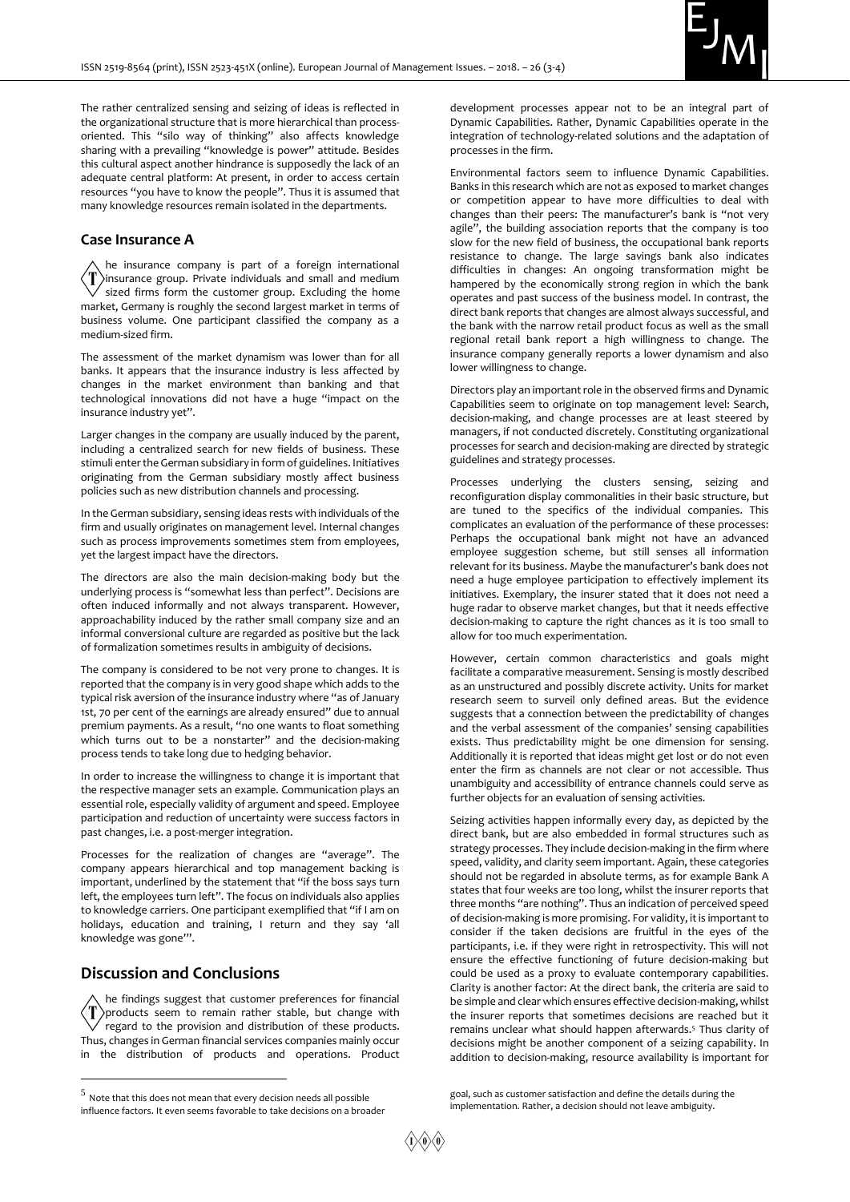The rather centralized sensing and seizing of ideas is reflected in the organizational structure that is more hierarchical than process-oriented. This "silo way of thinking" also affects knowledge sharing with a prevailing "knowledge is power" attitude. Besides this cultural aspect another hindrance is supposedly the lack of an adequate central platform: At present, in order to access certain resources "you have to know the people". Thus it is assumed that many knowledge resources remain isolated in the departments.

## Case Insurance A

The insurance company is part of a foreign international insurance group. Private individuals and small and medium sized firms form the customer group. Excluding the home market, Germany is roughly the second largest market in terms of business volume. One participant classified the company as a medium-sized firm.

The assessment of the market dynamism was lower than for all banks. It appears that the insurance industry is less affected by changes in the market environment than banking and that technological innovations did not have a huge "impact on the insurance industry yet".

Larger changes in the company are usually induced by the parent, including a centralized search for new fields of business. These stimuli enter the German subsidiary in form of guidelines. Initiatives originating from the German subsidiary mostly affect business policies such as new distribution channels and processing.

In the German subsidiary, sensing ideas rests with individuals of the firm and usually originates on management level. Internal changes such as process improvements sometimes stem from employees, yet the largest impact have the directors.

The directors are also the main decision-making body but the underlying process is "somewhat less than perfect". Decisions are often induced informally and not always transparent. However, approachability induced by the rather small company size and an informal conversational culture are regarded as positive but the lack of formalization sometimes results in ambiguity of decisions.

The company is considered to be not very prone to changes. It is reported that the company is in very good shape which adds to the typical risk aversion of the insurance industry where "as of January 1st, 70 per cent of the earnings are already ensured" due to annual premium payments. As a result, "no one wants to float something which turns out to be a nonstarter" and the decision-making process tends to take long due to hedging behavior.

In order to increase the willingness to change it is important that the respective manager sets an example. Communication plays an essential role, especially validity of argument and speed. Employee participation and reduction of uncertainty were success factors in past changes, i.e. a post-merger integration.

Processes for the realization of changes are "average". The company appears hierarchical and top management backing is important, underlined by the statement that "if the boss says turn left, the employees turn left". The focus on individuals also applies to knowledge carriers. One participant exemplified that "if I am on holidays, education and training, I return and they say 'all knowledge was gone'".

## Discussion and Conclusions

The findings suggest that customer preferences for financial products seem to remain rather stable, but change with regard to the provision and distribution of these products. Thus, changes in German financial services companies mainly occur in the distribution of products and operations. Product development processes appear not to be an integral part of Dynamic Capabilities. Rather, Dynamic Capabilities operate in the integration of technology-related solutions and the adaptation of processes in the firm.

Environmental factors seem to influence Dynamic Capabilities. Banks in this research which are not as exposed to market changes or competition appear to have more difficulties to deal with changes than their peers: The manufacturer's bank is "not very agile", the building association reports that the company is too slow for the new field of business, the occupational bank reports resistance to change. The large savings bank also indicates difficulties in changes: An ongoing transformation might be hampered by the economically strong region in which the bank operates and past success of the business model. In contrast, the direct bank reports that changes are almost always successful, and the bank with the narrow retail product focus as well as the small regional retail bank report a high willingness to change. The insurance company generally reports a lower dynamism and also lower willingness to change.

Directors play an important role in the observed firms and Dynamic Capabilities seem to originate on top management level: Search, decision-making, and change processes are at least steered by managers, if not conducted discretely. Constituting organizational processes for search and decision-making are directed by strategic guidelines and strategy processes.

Processes underlying the clusters sensing, seizing and reconfiguration display commonalities in their basic structure, but are tuned to the specifics of the individual companies. This complicates an evaluation of the performance of these processes: Perhaps the occupational bank might not have an advanced employee suggestion scheme, but still senses all information relevant for its business. Maybe the manufacturer's bank does not need a huge employee participation to effectively implement its initiatives. Exemplary, the insurer stated that it does not need a huge radar to observe market changes, but that it needs effective decision-making to capture the right chances as it is too small to allow for too much experimentation.

However, certain common characteristics and goals might facilitate a comparative measurement. Sensing is mostly described as an unstructured and possibly discrete activity. Units for market research seem to surveil only defined areas. But the evidence suggests that a connection between the predictability of changes and the verbal assessment of the companies' sensing capabilities exists. Thus predictability might be one dimension for sensing. Additionally it is reported that ideas might get lost or do not even enter the firm as channels are not clear or not accessible. Thus unambiguity and accessibility of entrance channels could serve as further objects for an evaluation of sensing activities.

Seizing activities happen informally every day, as depicted by the direct bank, but are also embedded in formal structures such as strategy processes. They include decision-making in the firm where speed, validity, and clarity seem important. Again, these categories should not be regarded in absolute terms, as for example Bank A states that four weeks are too long, whilst the insurer reports that three months "are nothing". Thus an indication of perceived speed of decision-making is more promising. For validity, it is important to consider if the taken decisions are fruitful in the eyes of the participants, i.e. if they were right in retrospectivity. This will not ensure the effective functioning of future decision-making but could be used as a proxy to evaluate contemporary capabilities. Clarity is another factor: At the direct bank, the criteria are said to be simple and clear which ensures effective decision-making, whilst the insurer reports that sometimes decisions are reached but it remains unclear what should happen afterwards.[5] Thus clarity of decisions might be another component of a seizing capability. In addition to decision-making, resource availability is important for

[5] Note that this does not mean that every decision needs all possible influence factors. It even seems favorable to take decisions on a broader goal, such as customer satisfaction and define the details during the implementation. Rather, a decision should not leave ambiguity.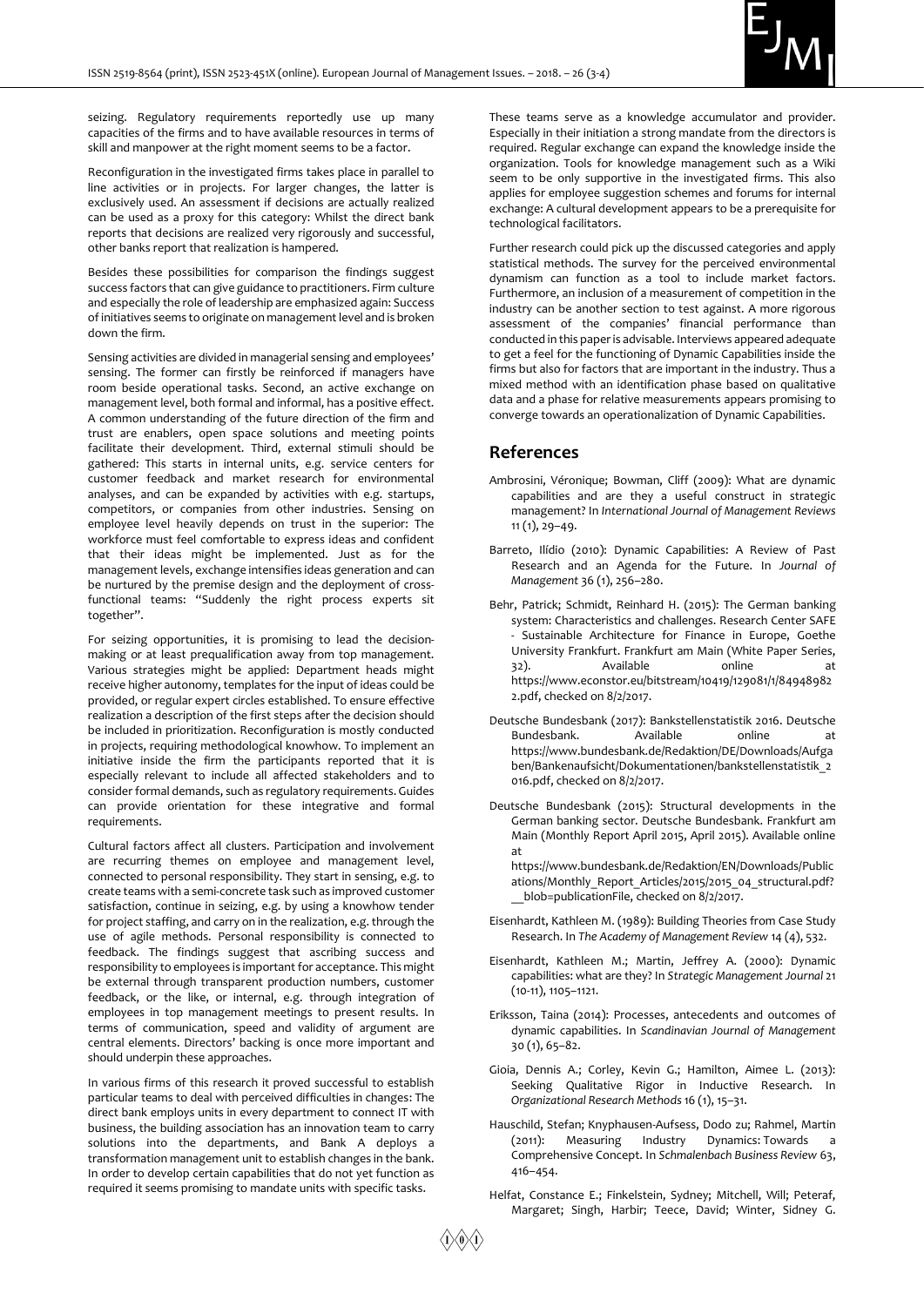seizing. Regulatory requirements reportedly use up many capacities of the firms and to have available resources in terms of skill and manpower at the right moment seems to be a factor.

Reconfiguration in the investigated firms takes place in parallel to line activities or in projects. For larger changes, the latter is exclusively used. An assessment if decisions are actually realized can be used as a proxy for this category: Whilst the direct bank reports that decisions are realized very rigorously and successful, other banks report that realization is hampered.

Besides these possibilities for comparison the findings suggest success factors that can give guidance to practitioners. Firm culture and especially the role of leadership are emphasized again: Success of initiatives seems to originate on management level and is broken down the firm.

Sensing activities are divided in managerial sensing and employees' sensing. The former can firstly be reinforced if managers have room beside operational tasks. Second, an active exchange on management level, both formal and informal, has a positive effect. A common understanding of the future direction of the firm and trust are enablers, open space solutions and meeting points facilitate their development. Third, external stimuli should be gathered: This starts in internal units, e.g. service centers for customer feedback and market research for environmental analyses, and can be expanded by activities with e.g. startups, competitors, or companies from other industries. Sensing on employee level heavily depends on trust in the superior: The workforce must feel comfortable to express ideas and confident that their ideas might be implemented. Just as for the management levels, exchange intensifies ideas generation and can be nurtured by the premise design and the deployment of cross-functional teams: "Suddenly the right process experts sit together".

For seizing opportunities, it is promising to lead the decision-making or at least prequalification away from top management. Various strategies might be applied: Department heads might receive higher autonomy, templates for the input of ideas could be provided, or regular expert circles established. To ensure effective realization a description of the first steps after the decision should be included in prioritization. Reconfiguration is mostly conducted in projects, requiring methodological knowhow. To implement an initiative inside the firm the participants reported that it is especially relevant to include all affected stakeholders and to consider formal demands, such as regulatory requirements. Guides can provide orientation for these integrative and formal requirements.

Cultural factors affect all clusters. Participation and involvement are recurring themes on employee and management level, connected to personal responsibility. They start in sensing, e.g. to create teams with a semi-concrete task such as improved customer satisfaction, continue in seizing, e.g. by using a knowhow tender for project staffing, and carry on in the realization, e.g. through the use of agile methods. Personal responsibility is connected to feedback. The findings suggest that ascribing success and responsibility to employees is important for acceptance. This might be external through transparent production numbers, customer feedback, or the like, or internal, e.g. through integration of employees in top management meetings to present results. In terms of communication, speed and validity of argument are central elements. Directors' backing is once more important and should underpin these approaches.

In various firms of this research it proved successful to establish particular teams to deal with perceived difficulties in changes: The direct bank employs units in every department to connect IT with business, the building association has an innovation team to carry solutions into the departments, and Bank A deploys a transformation management unit to establish changes in the bank. In order to develop certain capabilities that do not yet function as required it seems promising to mandate units with specific tasks.

These teams serve as a knowledge accumulator and provider. Especially in their initiation a strong mandate from the directors is required. Regular exchange can expand the knowledge inside the organization. Tools for knowledge management such as a Wiki seem to be only supportive in the investigated firms. This also applies for employee suggestion schemes and forums for internal exchange: A cultural development appears to be a prerequisite for technological facilitators.

Further research could pick up the discussed categories and apply statistical methods. The survey for the perceived environmental dynamism can function as a tool to include market factors. Furthermore, an inclusion of a measurement of competition in the industry can be another section to test against. A more rigorous assessment of the companies' financial performance than conducted in this paper is advisable. Interviews appeared adequate to get a feel for the functioning of Dynamic Capabilities inside the firms but also for factors that are important in the industry. Thus a mixed method with an identification phase based on qualitative data and a phase for relative measurements appears promising to converge towards an operationalization of Dynamic Capabilities.

## References

Ambrosini, Véronique; Bowman, Cliff (2009): What are dynamic capabilities and are they a useful construct in strategic management? In *International Journal of Management Reviews* 11 (1), 29–49.

Barreto, Ilídio (2010): Dynamic Capabilities: A Review of Past Research and an Agenda for the Future. In *Journal of Management* 36 (1), 256–280.

Behr, Patrick; Schmidt, Reinhard H. (2015): The German banking system: Characteristics and challenges. Research Center SAFE - Sustainable Architecture for Finance in Europe, Goethe University Frankfurt. Frankfurt am Main (White Paper Series, 32). Available online at https://www.econstor.eu/bitstream/10419/129081/1/849489822.pdf, checked on 8/2/2017.

Deutsche Bundesbank (2017): Bankstellenstatistik 2016. Deutsche Bundesbank. Available online at https://www.bundesbank.de/Redaktion/DE/Downloads/Aufgaben/Bankenaufsicht/Dokumentationen/bankstellenstatistik_2016.pdf, checked on 8/2/2017.

Deutsche Bundesbank (2015): Structural developments in the German banking sector. Deutsche Bundesbank. Frankfurt am Main (Monthly Report April 2015, April 2015). Available online at https://www.bundesbank.de/Redaktion/EN/Downloads/Publications/Monthly_Report_Articles/2015/2015_04_structural.pdf?__blob=publicationFile, checked on 8/2/2017.

Eisenhardt, Kathleen M. (1989): Building Theories from Case Study Research. In *The Academy of Management Review* 14 (4), 532.

Eisenhardt, Kathleen M.; Martin, Jeffrey A. (2000): Dynamic capabilities: what are they? In *Strategic Management Journal* 21 (10-11), 1105–1121.

Eriksson, Taina (2014): Processes, antecedents and outcomes of dynamic capabilities. In *Scandinavian Journal of Management* 30 (1), 65–82.

Gioia, Dennis A.; Corley, Kevin G.; Hamilton, Aimee L. (2013): Seeking Qualitative Rigor in Inductive Research. In *Organizational Research Methods* 16 (1), 15–31.

Hauschild, Stefan; Knyphausen-Aufsess, Dodo zu; Rahmel, Martin (2011): Measuring Industry Dynamics: Towards a Comprehensive Concept. In *Schmalenbach Business Review* 63, 416–454.

Helfat, Constance E.; Finkelstein, Sydney; Mitchell, Will; Peteraf, Margaret; Singh, Harbir; Teece, David; Winter, Sidney G.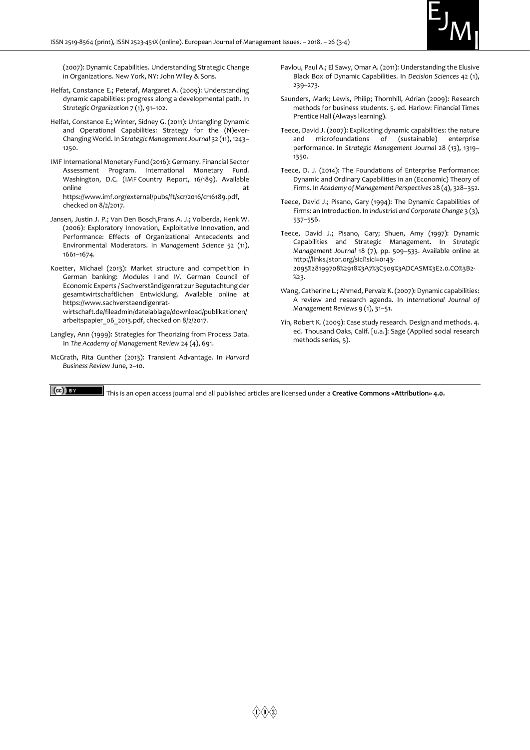(2007): Dynamic Capabilities. Understanding Strategic Change in Organizations. New York, NY: John Wiley & Sons.

Helfat, Constance E.; Peteraf, Margaret A. (2009): Understanding dynamic capabilities: progress along a developmental path. In *Strategic Organization* 7 (1), 91–102.

Helfat, Constance E.; Winter, Sidney G. (2011): Untangling Dynamic and Operational Capabilities: Strategy for the (N)ever-Changing World. In *Strategic Management Journal* 32 (11), 1243–1250.

IMF International Monetary Fund (2016): Germany. Financial Sector Assessment Program. International Monetary Fund. Washington, D.C. (IMF Country Report, 16/189). Available online at https://www.imf.org/external/pubs/ft/scr/2016/cr16189.pdf, checked on 8/2/2017.

Jansen, Justin J. P.; Van Den Bosch,Frans A. J.; Volberda, Henk W. (2006): Exploratory Innovation, Exploitative Innovation, and Performance: Effects of Organizational Antecedents and Environmental Moderators. In *Management Science* 52 (11), 1661–1674.

Koetter, Michael (2013): Market structure and competition in German banking: Modules I and IV. German Council of Economic Experts / Sachverständigenrat zur Begutachtung der gesamtwirtschaftlichen Entwicklung. Available online at https://www.sachverstaendigenrat-wirtschaft.de/fileadmin/dateiablage/download/publikationen/arbeitspapier_06_2013.pdf, checked on 8/2/2017.

Langley, Ann (1999): Strategies for Theorizing from Process Data. In *The Academy of Management Review* 24 (4), 691.

McGrath, Rita Gunther (2013): Transient Advantage. In *Harvard Business Review* June, 2–10.

Pavlou, Paul A.; El Sawy, Omar A. (2011): Understanding the Elusive Black Box of Dynamic Capabilities. In *Decision Sciences* 42 (1), 239–273.

Saunders, Mark; Lewis, Philip; Thornhill, Adrian (2009): Research methods for business students. 5. ed. Harlow: Financial Times Prentice Hall (Always learning).

Teece, David J. (2007): Explicating dynamic capabilities: the nature and microfoundations of (sustainable) enterprise performance. In *Strategic Management Journal* 28 (13), 1319–1350.

Teece, D. J. (2014): The Foundations of Enterprise Performance: Dynamic and Ordinary Capabilities in an (Economic) Theory of Firms. In *Academy of Management Perspectives* 28 (4), 328–352.

Teece, David J.; Pisano, Gary (1994): The Dynamic Capabilities of Firms: an Introduction. In *Industrial and Corporate Change* 3 (3), 537–556.

Teece, David J.; Pisano, Gary; Shuen, Amy (1997): Dynamic Capabilities and Strategic Management. In *Strategic Management Journal* 18 (7), pp. 509–533. Available online at http://links.jstor.org/sici?sici=0143-2095%28199708%2918%3A7%3C509%3ADCASM%3E2.0.CO%3B2-%23.

Wang, Catherine L.; Ahmed, Pervaiz K. (2007): Dynamic capabilities: A review and research agenda. In *International Journal of Management Reviews* 9 (1), 31–51.

Yin, Robert K. (2009): Case study research. Design and methods. 4. ed. Thousand Oaks, Calif. [u.a.]: Sage (Applied social research methods series, 5).

This is an open access journal and all published articles are licensed under a **Creative Commons «Attribution» 4.0.**